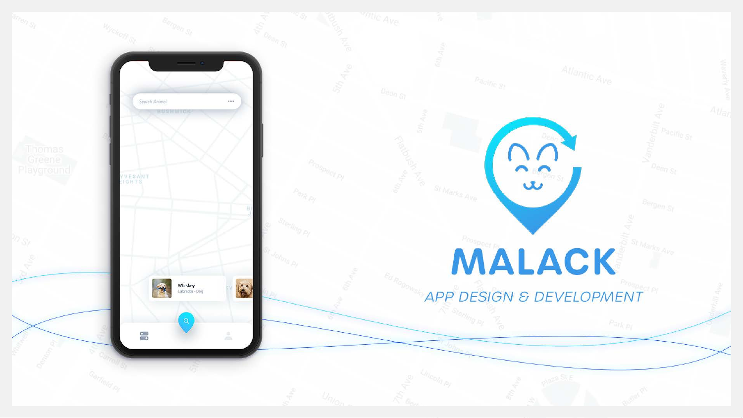# MALACK

*APP DESIGN & DEVELOPMENT*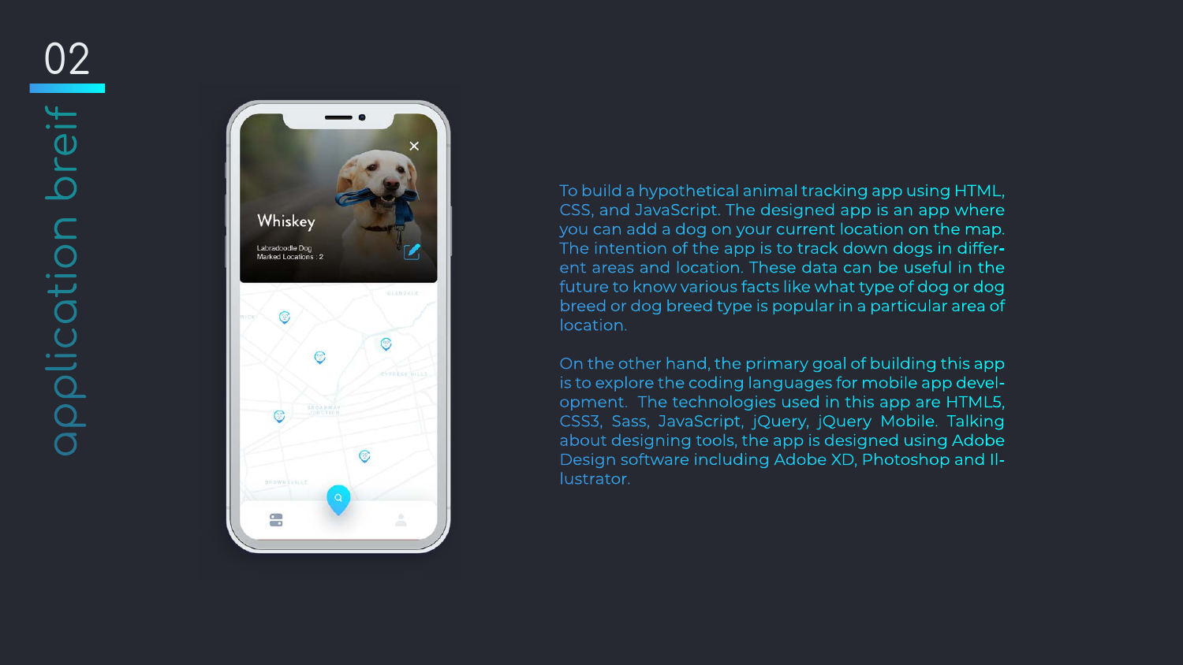# 02

## application breif

To build a hypothetical animal tracking app using HTML, CSS, and JavaScript. The designed app is an app where you can add a dog on your current location on the map. The intention of the app is to track down dogs in different areas and location. These data can be useful in the future to know various facts like what type of dog or dog breed or dog breed type is popular in a particular area of location.

On the other hand, the primary goal of building this app is to explore the coding languages for mobile app development. The technologies used in this app are HTML5, CSS3, Sass, JavaScript, jQuery, jQuery Mobile. Talking about designing tools, the app is designed using Adobe Design software including Adobe XD, Photoshop and Illustrator.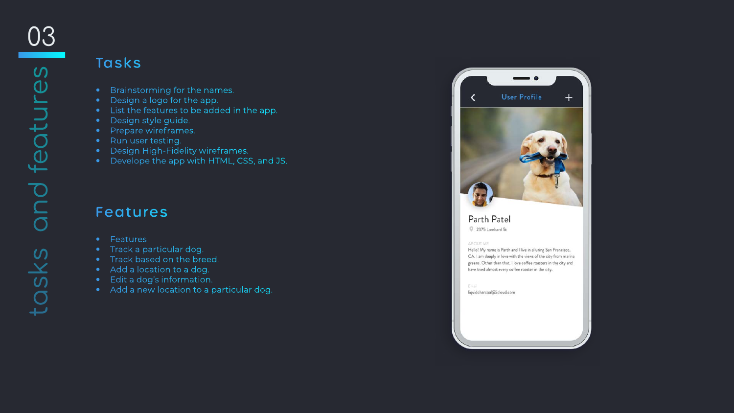# 03 tasks and features

## Tasks

- Brainstorming for the names.
- Design a logo for the app.
- List the features to be added in the app.
- Design style guide.
- Prepare wireframes.
- Run user testing.
- Design High-Fidelity wireframes.
- Develope the app with HTML, CSS, and JS.

## Features

- Features
- Track a particular dog.
- Track based on the breed.
- Add a location to a dog.
- Edit a dog's information.
- Add a new location to a particular dog.

User Profile

Parth Patel

2375 Lombard St

ABOUT ME

Hello! My name is Parth and I live in alluring San Francisco, CA. I am deeply in love with the views of the city from marina greens. Other than that, I love coffee roasters in the city and have tried almost every coffee roaster in the city.

Email

liquidcharcoal@icloud.com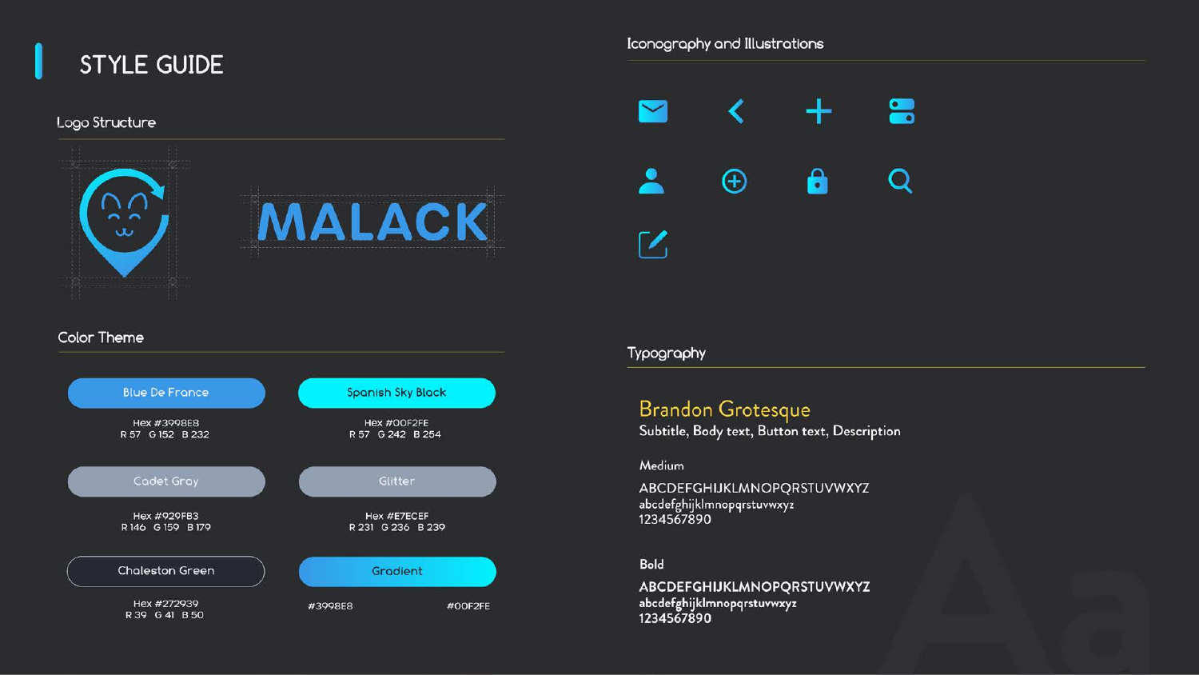# STYLE GUIDE

## Logo Structure

MALACK

## Color Theme

**Blue De France**
Hex #3998E8
R 57 G 152 B 232

**Spanish Sky Black**
Hex #00F2FE
R 57 G 242 B 254

**Cadet Gray**
Hex #929FB3
R 146 G 159 B 179

**Glitter**
Hex #E7ECEF
R 231 G 236 B 239

**Chaleston Green**
Hex #272939
R 39 G 41 B 50

**Gradient**
#3998E8 #00F2FE

## Iconography and Illustrations

## Typography

**Brandon Grotesque**
Subtitle, Body text, Button text, Description

Medium

ABCDEFGHIJKLMNOPQRSTUVWXYZ
abcdefghijklmnopqrstuvwxyz
1234567890

Bold

**ABCDEFGHIJKLMNOPQRSTUVWXYZ**
**abcdefghijklmnopqrstuvwxyz**
**1234567890**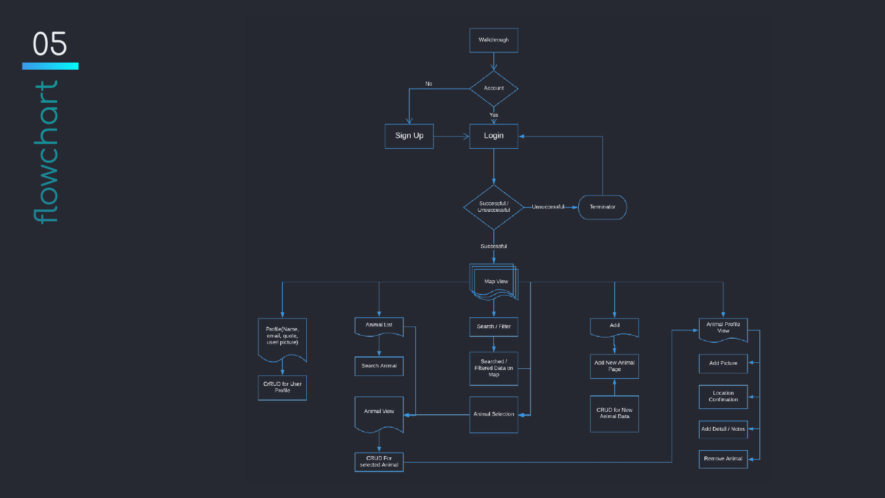# 05

## flowchart

Walkthrough

Account

No

Yes

Sign Up

Login

Successful / Unsuccessful

Unsuccessful

Terminator

Successful

Map View

Profile(Name, email, quote, useri picture)

CrRUD for User Profile

Animal List

Search Animal

Animal View

CRUD For selected Animal

Search / Filter

Searched / Filtered Data on Map

Animal Selection

Add

Add New Animal Page

CRUD for New Animal Data

Animal Profile View

Add Picture

Location Confirmation

Add Detail / Notes

Remove Animal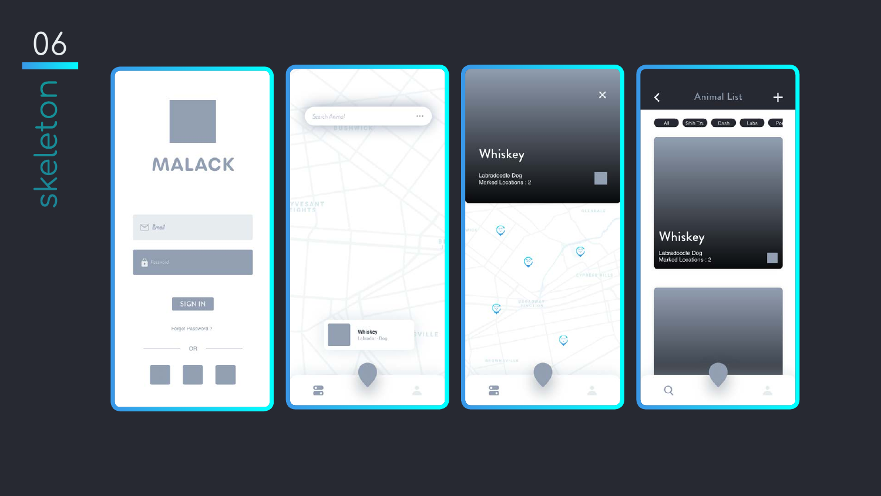# 06

## skeleton

MALACK

Email

Password

SIGN IN

Forgot Password ?

OR

Search Animal

Whiskey

Labrador · Dog

Whiskey

Labradoodle Dog

Marked Locations : 2

Animal List

All | Shih Tzu | Dash | Labs

Whiskey

Labradoodle Dog

Marked Locations : 2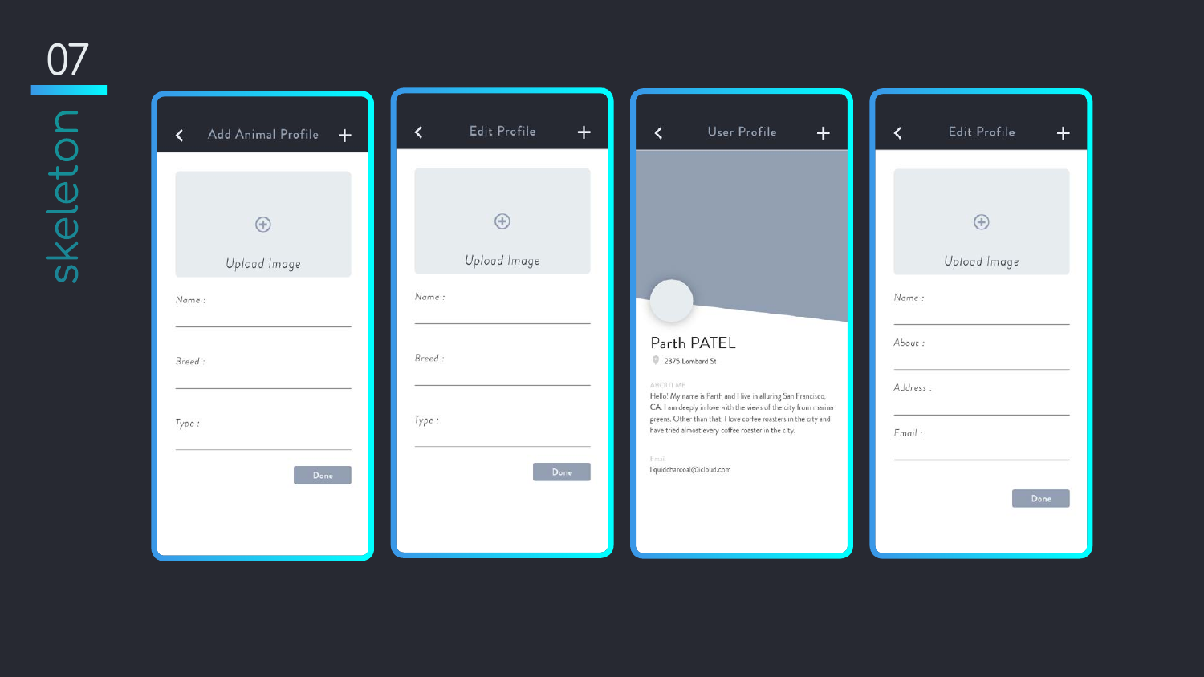# 07

## skeleton

**Add Animal Profile**

Upload Image

Name :

Breed :

Type :

Done

**Edit Profile**

Upload Image

Name :

Breed :

Type :

Done

**User Profile**

Parth PATEL

2375 Lombard St

ABOUT ME

Hello! My name is Parth and I live in alluring San Francisco, CA. I am deeply in love with the views of the city from marina greens. Other than that, I love coffee roasters in the city and have tried almost every coffee roaster in the city.

Email

liquidcharcoal@icloud.com

**Edit Profile**

Upload Image

Name :

About :

Address :

Email :

Done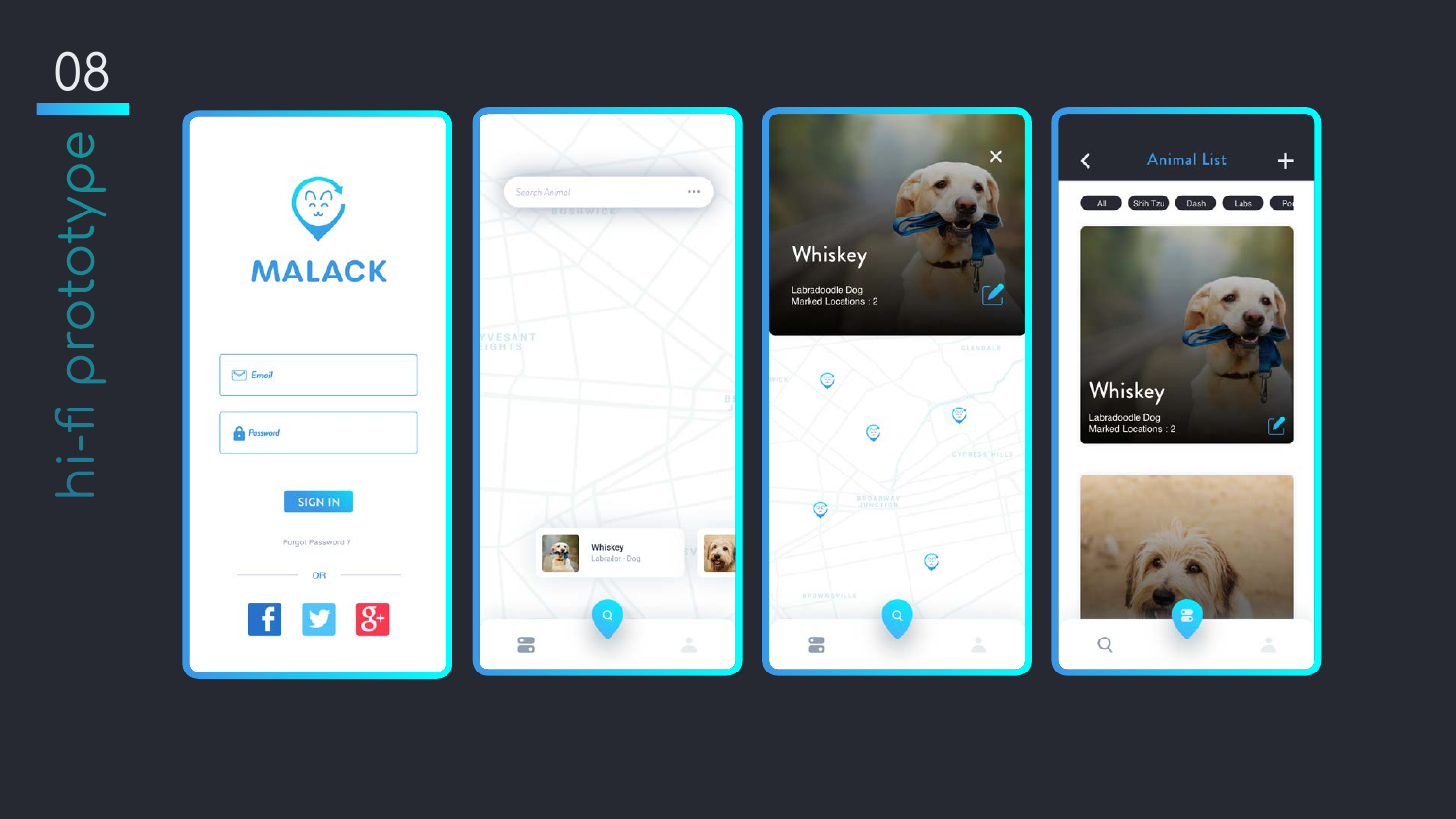08

# hi-fi prototype

MALACK

Email

Password

SIGN IN

Forgot Password ?

OR

Search Animal

Whiskey

Labrador - Dog

Whiskey

Labradoodle Dog

Marked Locations : 2

Animal List

All | Shih Tzu | Dash | Labs

Whiskey

Labradoodle Dog

Marked Locations : 2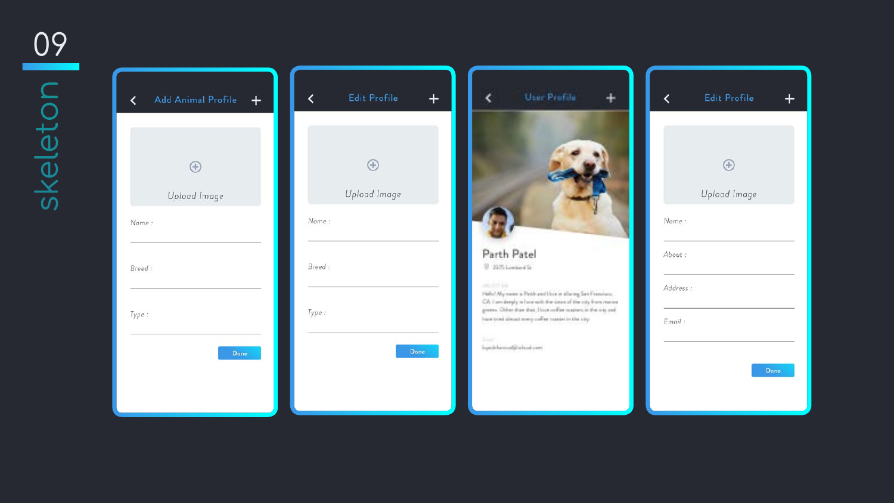# 09

## skeleton

**Add Animal Profile**

Upload Image

Name :

Breed :

Type :

Done

**Edit Profile**

Upload Image

Name :

Breed :

Type :

Done

**User Profile**

Parth Patel

**Edit Profile**

Upload Image

Name :

About :

Address :

Email :

Done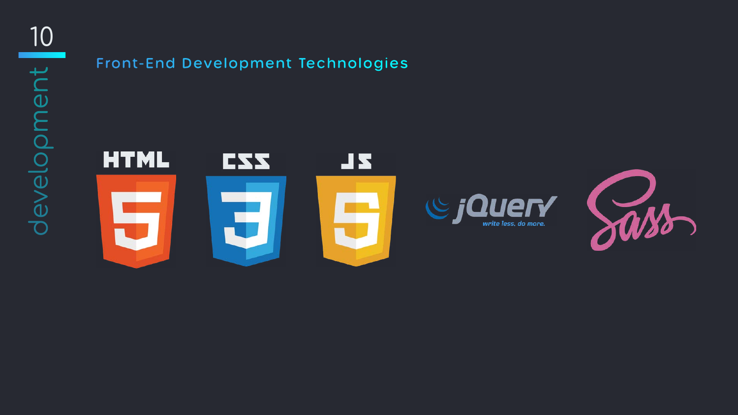development

## Front-End Development Technologies

HTML

CSS

JS

jQuery
write less, do more.

Sass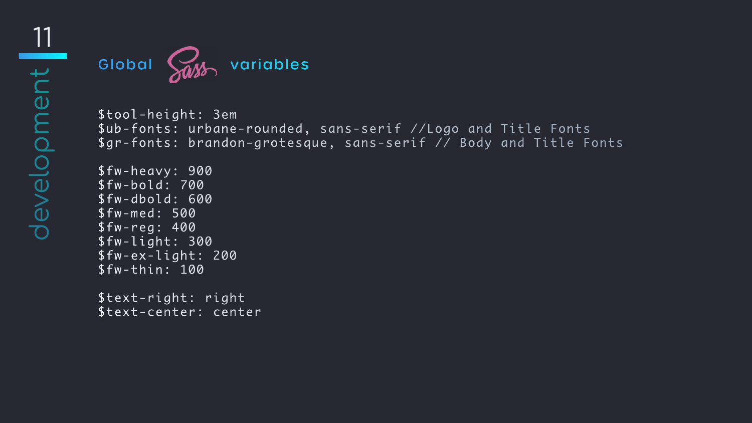## Global Sass variables

```
$tool-height: 3em
$ub-fonts: urbane-rounded, sans-serif //Logo and Title Fonts
$gr-fonts: brandon-grotesque, sans-serif // Body and Title Fonts

$fw-heavy: 900
$fw-bold: 700
$fw-dbold: 600
$fw-med: 500
$fw-reg: 400
$fw-light: 300
$fw-ex-light: 200
$fw-thin: 100

$text-right: right
$text-center: center
```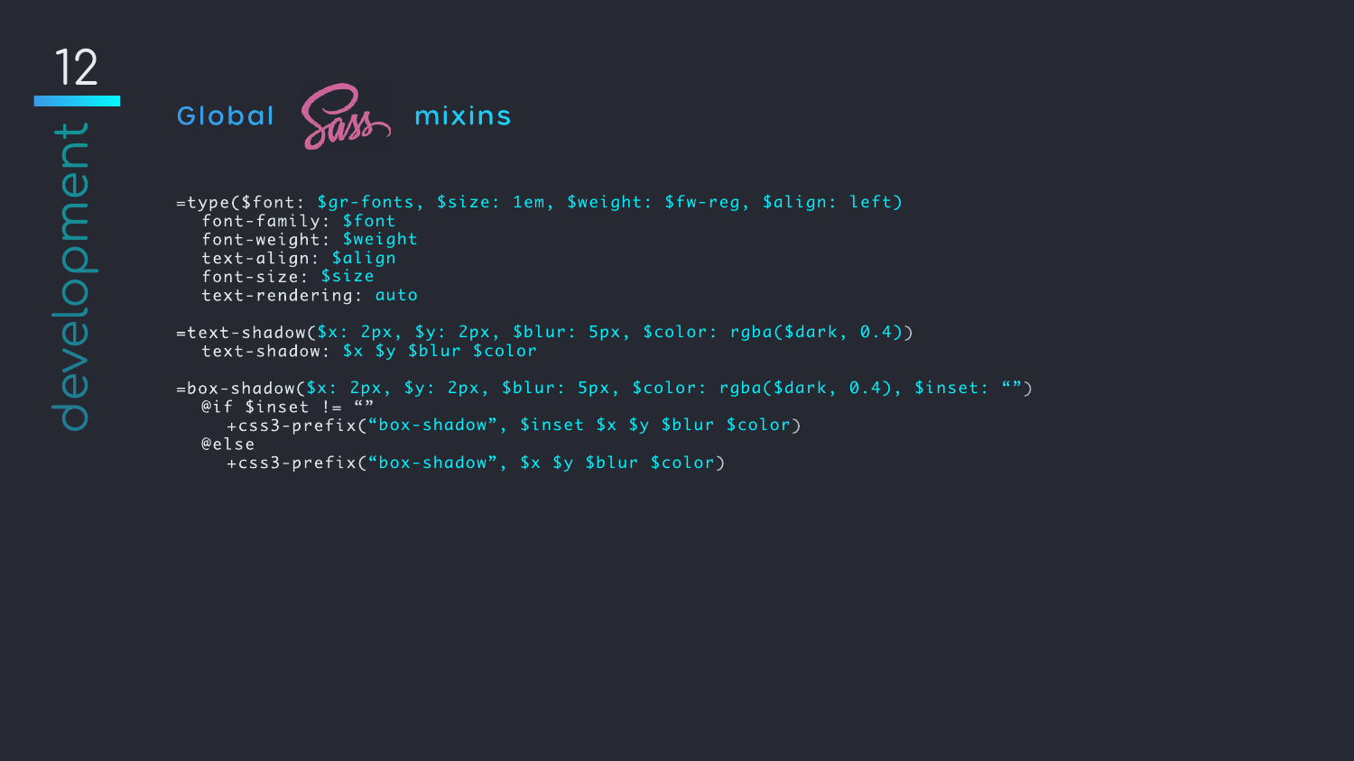## Global Sass mixins

```
=type($font: $gr-fonts, $size: 1em, $weight: $fw-reg, $align: left)
  font-family: $font
  font-weight: $weight
  text-align: $align
  font-size: $size
  text-rendering: auto

=text-shadow($x: 2px, $y: 2px, $blur: 5px, $color: rgba($dark, 0.4))
  text-shadow: $x $y $blur $color

=box-shadow($x: 2px, $y: 2px, $blur: 5px, $color: rgba($dark, 0.4), $inset: “”)
  @if $inset != “”
    +css3-prefix(“box-shadow”, $inset $x $y $blur $color)
  @else
    +css3-prefix(“box-shadow”, $x $y $blur $color)
```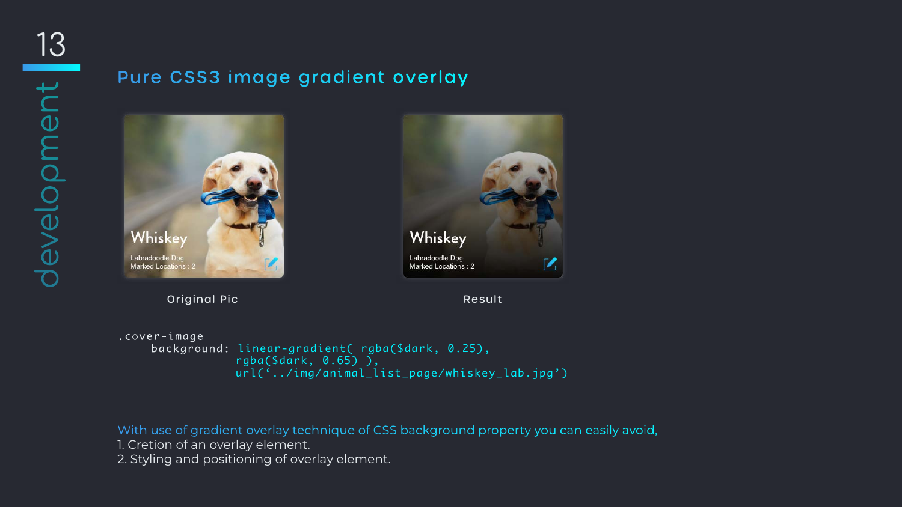## Pure CSS3 image gradient overlay

Original Pic

Result

```
.cover-image
    background: linear-gradient( rgba($dark, 0.25),
               rgba($dark, 0.65) ),
               url('../img/animal_list_page/whiskey_lab.jpg')
```

With use of gradient overlay technique of CSS background property you can easily avoid,

1. Cretion of an overlay element.
2. Styling and positioning of overlay element.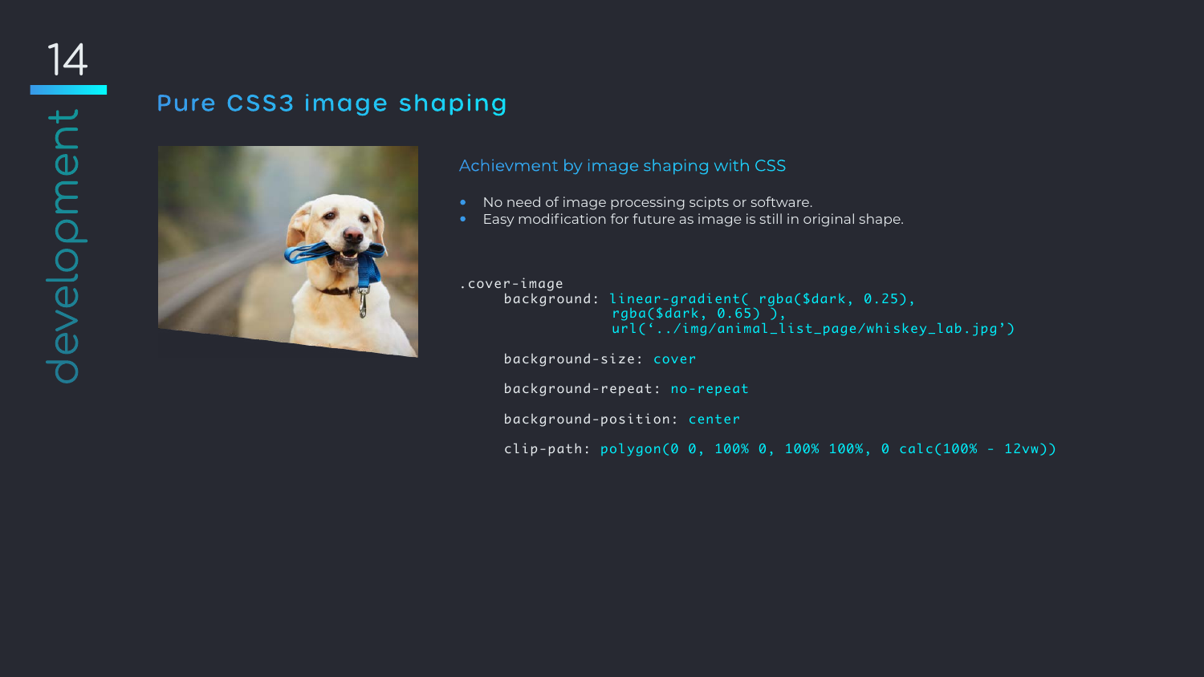## Pure CSS3 image shaping

### Achievment by image shaping with CSS

- No need of image processing scipts or software.
- Easy modification for future as image is still in original shape.

```
.cover-image
     background: linear-gradient( rgba($dark, 0.25),
                 rgba($dark, 0.65) ),
                 url('../img/animal_list_page/whiskey_lab.jpg')

     background-size: cover

     background-repeat: no-repeat

     background-position: center

     clip-path: polygon(0 0, 100% 0, 100% 100%, 0 calc(100% - 12vw))
```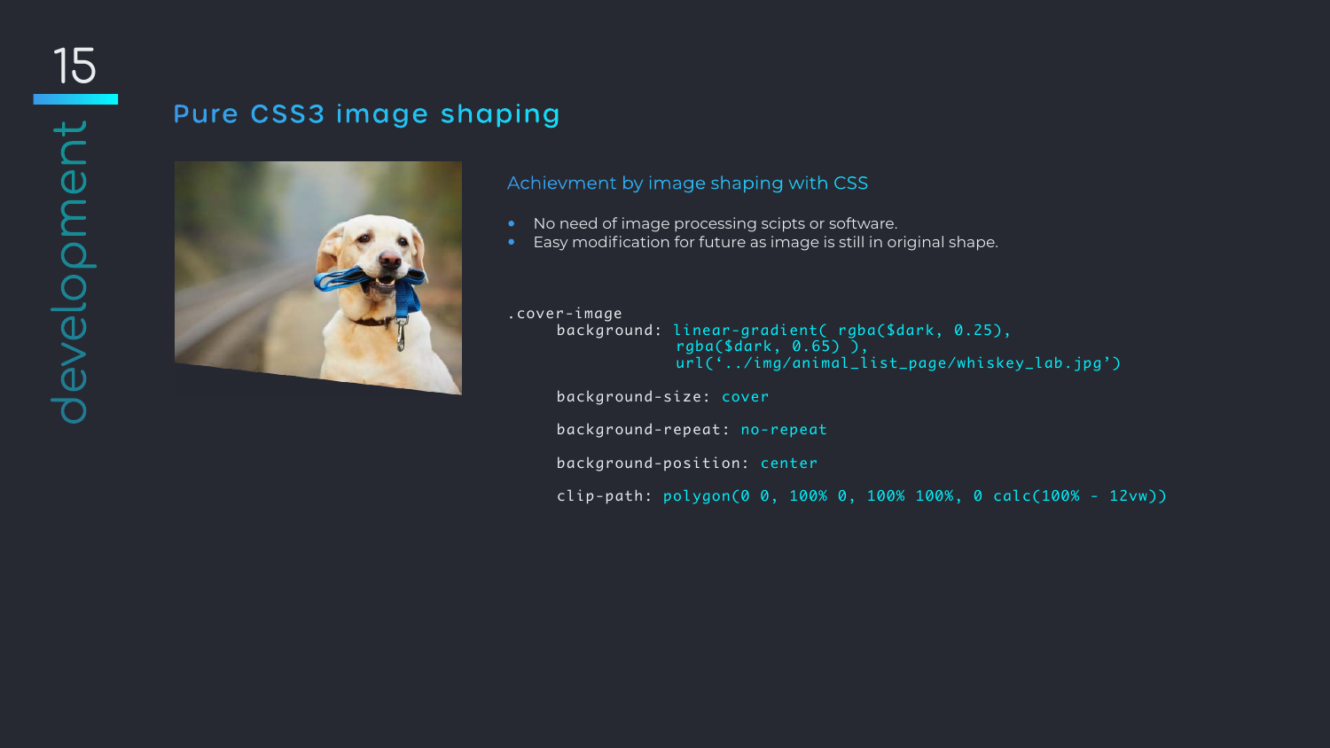development

## Pure CSS3 image shaping

### Achievment by image shaping with CSS

- No need of image processing scipts or software.
- Easy modification for future as image is still in original shape.

```
.cover-image
     background: linear-gradient( rgba($dark, 0.25),
                 rgba($dark, 0.65) ),
                 url('../img/animal_list_page/whiskey_lab.jpg')

     background-size: cover

     background-repeat: no-repeat

     background-position: center

     clip-path: polygon(0 0, 100% 0, 100% 100%, 0 calc(100% - 12vw))
```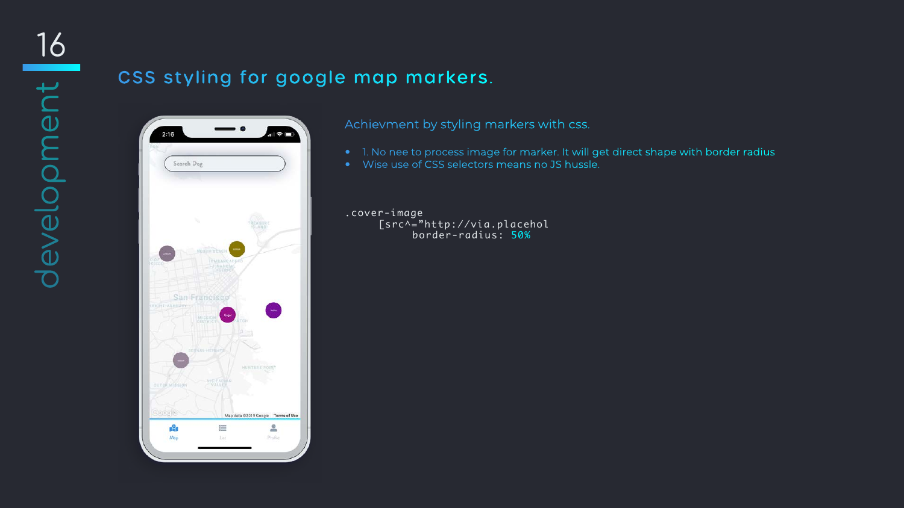# CSS styling for google map markers.

Achievment by styling markers with css.

- 1. No nee to process image for marker. It will get direct shape with border radius
- Wise use of CSS selectors means no JS hussle.

```
.cover-image
     [src^="http://via.placehol
          border-radius: 50%
```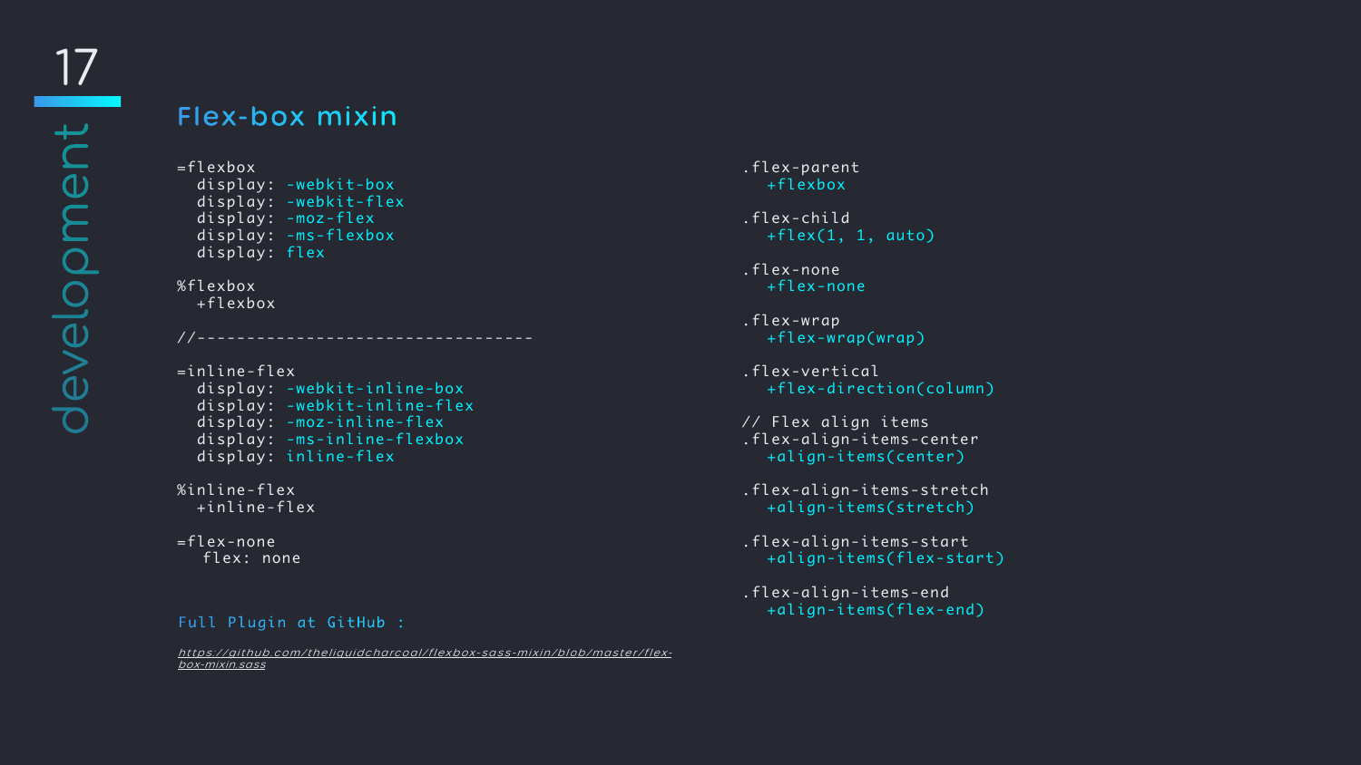## Flex-box mixin

```
=flexbox
  display: -webkit-box
  display: -webkit-flex
  display: -moz-flex
  display: -ms-flexbox
  display: flex

%flexbox
  +flexbox

//----------------------------------

=inline-flex
  display: -webkit-inline-box
  display: -webkit-inline-flex
  display: -moz-inline-flex
  display: -ms-inline-flexbox
  display: inline-flex

%inline-flex
  +inline-flex

=flex-none
   flex: none
```

Full Plugin at GitHub :

*https://github.com/theliquidcharcoal/flexbox-sass-mixin/blob/master/flex-box-mixin.sass*

```
.flex-parent
   +flexbox

.flex-child
   +flex(1, 1, auto)

.flex-none
   +flex-none

.flex-wrap
   +flex-wrap(wrap)

.flex-vertical
   +flex-direction(column)

// Flex align items
.flex-align-items-center
   +align-items(center)

.flex-align-items-stretch
   +align-items(stretch)

.flex-align-items-start
   +align-items(flex-start)

.flex-align-items-end
   +align-items(flex-end)
```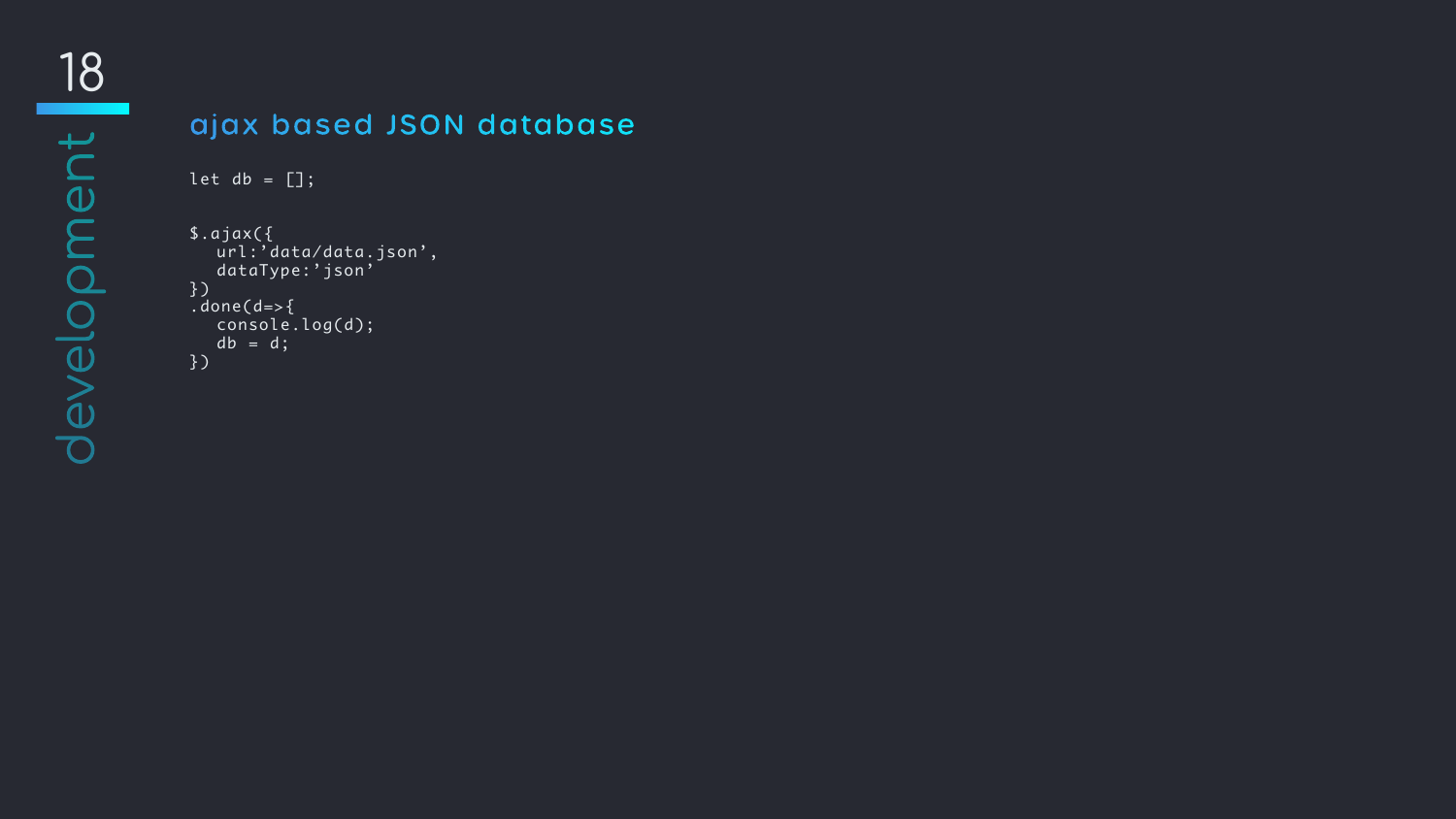## ajax based JSON database

```
let db = [];


$.ajax({
   url:'data/data.json',
   dataType:'json'
})
.done(d=>{
   console.log(d);
   db = d;
})
```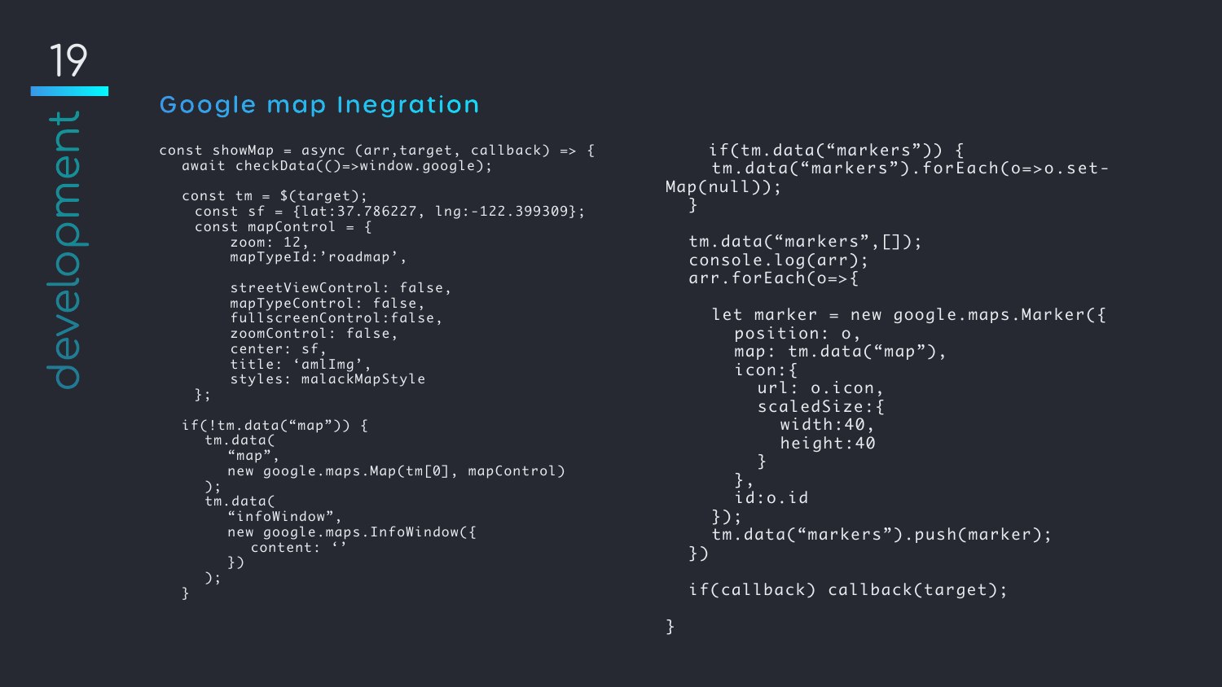## Google map Inegration

```
const showMap = async (arr,target, callback) => {
  await checkData(()=>window.google);

  const tm = $(target);
   const sf = {lat:37.786227, lng:-122.399309};
   const mapControl = {
       zoom: 12,
       mapTypeId:'roadmap',

       streetViewControl: false,
       mapTypeControl: false,
       fullscreenControl:false,
       zoomControl: false,
       center: sf,
       title: 'amlImg',
       styles: malackMapStyle
   };

  if(!tm.data("map")) {
     tm.data(
        "map",
        new google.maps.Map(tm[0], mapControl)
     );
     tm.data(
        "infoWindow",
        new google.maps.InfoWindow({
           content: ''
        })
     );
  }

    if(tm.data("markers")) {
     tm.data("markers").forEach(o=>o.set-
Map(null));
   }

   tm.data("markers",[]);
   console.log(arr);
   arr.forEach(o=>{

     let marker = new google.maps.Marker({
       position: o,
       map: tm.data("map"),
       icon:{
         url: o.icon,
         scaledSize:{
           width:40,
           height:40
         }
       },
       id:o.id
     });
     tm.data("markers").push(marker);
   })

   if(callback) callback(target);

}
```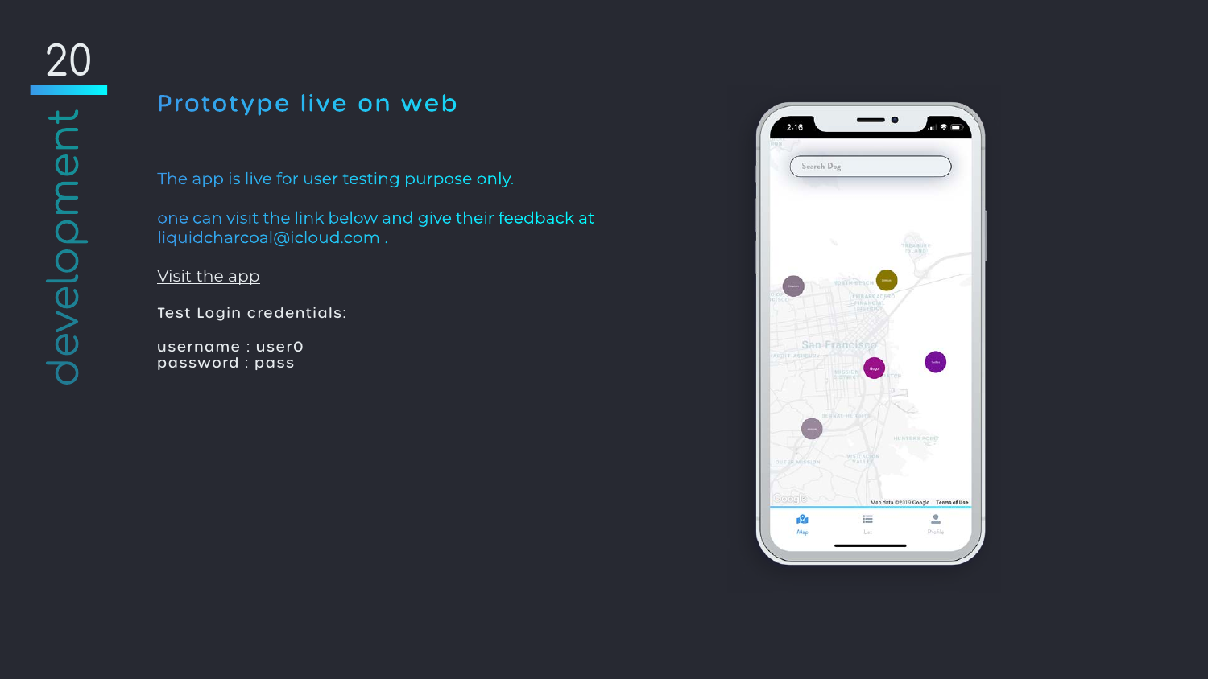## Prototype live on web

The app is live for user testing purpose only.

one can visit the link below and give their feedback at liquidcharcoal@icloud.com .

Visit the app

Test Login credentials:

username : user0
password : pass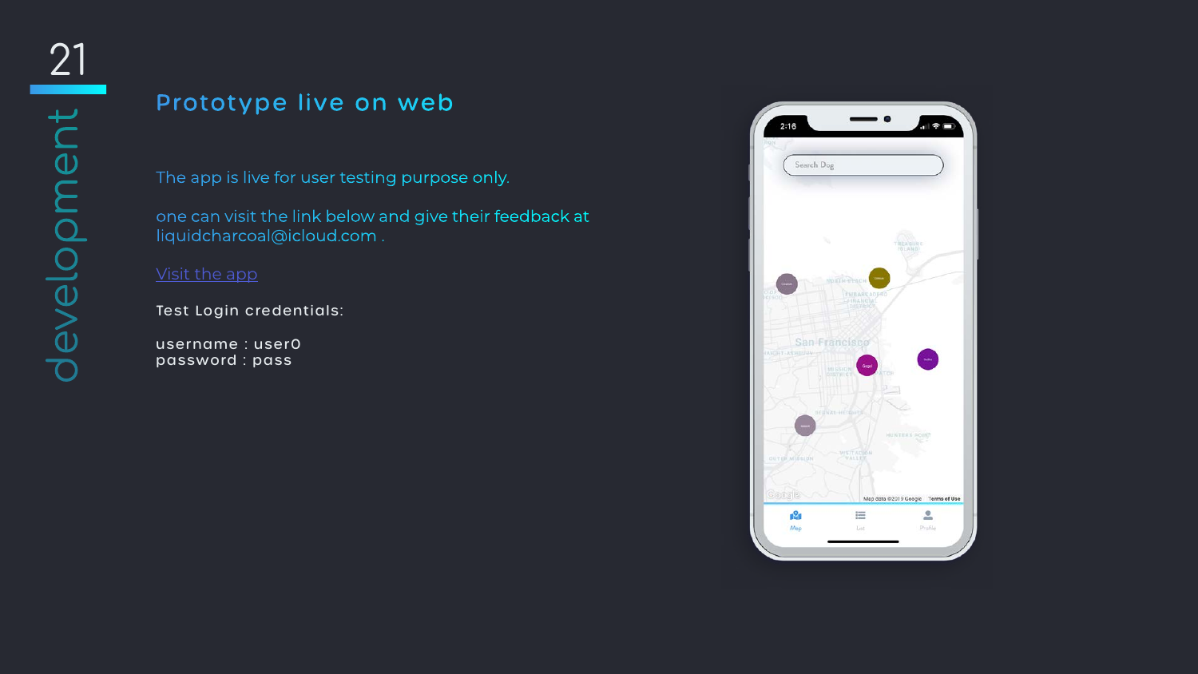development

## Prototype live on web

The app is live for user testing purpose only.

one can visit the link below and give their feedback at liquidcharcoal@icloud.com .

Visit the app

Test Login credentials:

username : user0
password : pass